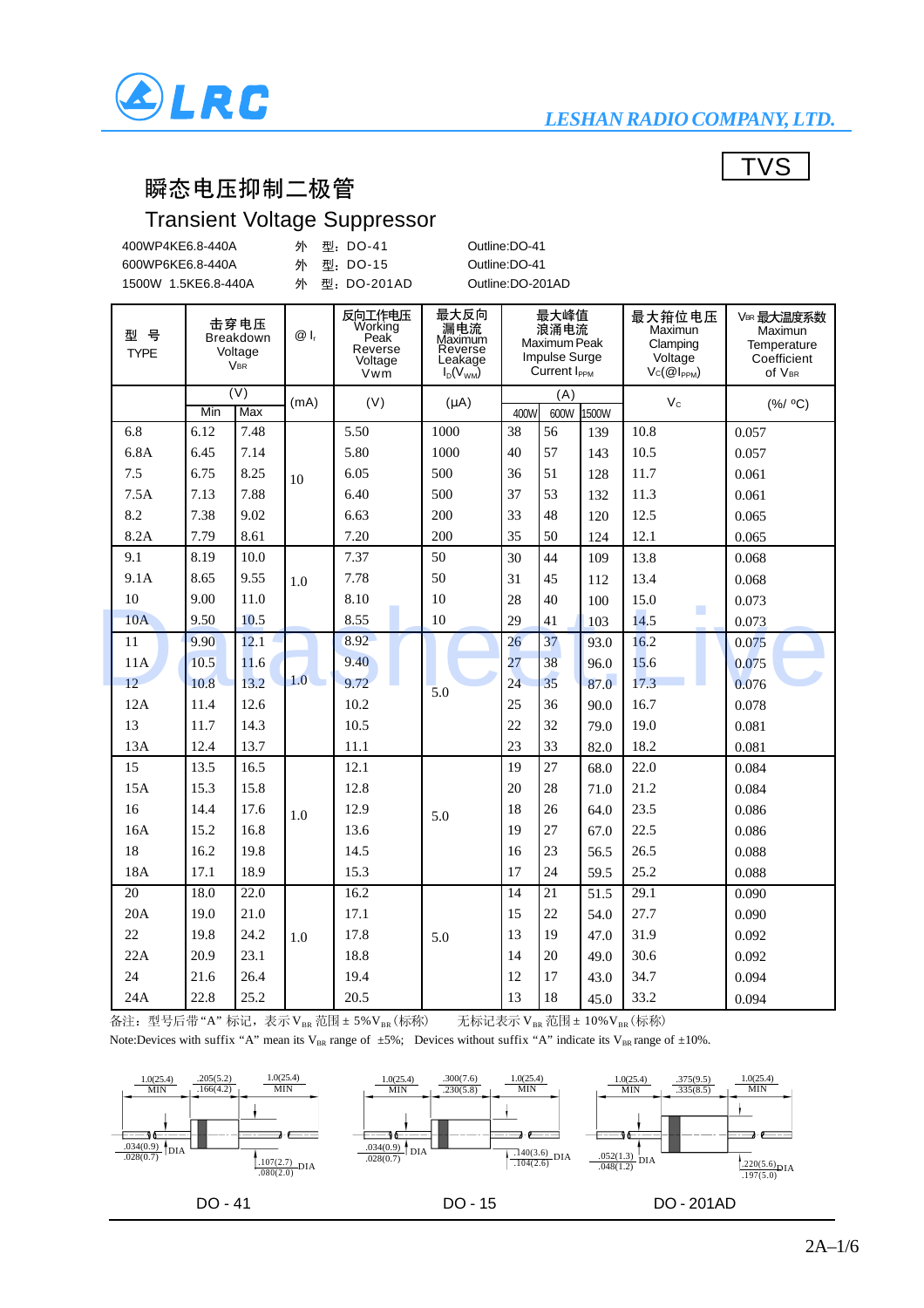LRC

LESHAN RADIO COMPANY, LTD.

TVS

# 瞬态电压抑制二极管

# Transient Voltage Suppressor

| | | |
|---|---|---|
| 400WP4KE6.8-440A | 外 型：DO-41 | Outline:DO-41 |
| 600WP6KE6.8-440A | 外 型：DO-15 | Outline:DO-41 |
| 1500W 1.5KE6.8-440A | 外 型：DO-201AD | Outline:DO-201AD |

| 型 号 TYPE | 击穿电压 Breakdown Voltage $V_{BR}$ | | @ $I_r$ | 反向工作电压 Working Peak Reverse Voltage Vwm | 最大反向漏电流 Maximum Reverse Leakage $I_D(V_{WM})$ | 最大峰值浪涌电流 Maximum Peak Impulse Surge Current $I_{PPM}$ | | | 最大箝位电压 Maximun Clamping Voltage $V_C(@I_{PPM})$ | $V_{BR}$ 最大温度系数 Maximun Temperature Coefficient of $V_{BR}$ |
|---|---|---|---|---|---|---|---|---|---|---|
| | (V) | | (mA) | (V) | (μA) | (A) | | | $V_C$ | (%/ °C) |
| | Min | Max | | | | 400W | 600W | 1500W | | |
| 6.8 | 6.12 | 7.48 | 10 | 5.50 | 1000 | 38 | 56 | 139 | 10.8 | 0.057 |
| 6.8A | 6.45 | 7.14 | | 5.80 | 1000 | 40 | 57 | 143 | 10.5 | 0.057 |
| 7.5 | 6.75 | 8.25 | | 6.05 | 500 | 36 | 51 | 128 | 11.7 | 0.061 |
| 7.5A | 7.13 | 7.88 | | 6.40 | 500 | 37 | 53 | 132 | 11.3 | 0.061 |
| 8.2 | 7.38 | 9.02 | | 6.63 | 200 | 33 | 48 | 120 | 12.5 | 0.065 |
| 8.2A | 7.79 | 8.61 | | 7.20 | 200 | 35 | 50 | 124 | 12.1 | 0.065 |
| 9.1 | 8.19 | 10.0 | 1.0 | 7.37 | 50 | 30 | 44 | 109 | 13.8 | 0.068 |
| 9.1A | 8.65 | 9.55 | | 7.78 | 50 | 31 | 45 | 112 | 13.4 | 0.068 |
| 10 | 9.00 | 11.0 | | 8.10 | 10 | 28 | 40 | 100 | 15.0 | 0.073 |
| 10A | 9.50 | 10.5 | | 8.55 | 10 | 29 | 41 | 103 | 14.5 | 0.073 |
| 11 | 9.90 | 12.1 | 1.0 | 8.92 | 5.0 | 26 | 37 | 93.0 | 16.2 | 0.075 |
| 11A | 10.5 | 11.6 | | 9.40 | | 27 | 38 | 96.0 | 15.6 | 0.075 |
| 12 | 10.8 | 13.2 | | 9.72 | | 24 | 35 | 87.0 | 17.3 | 0.076 |
| 12A | 11.4 | 12.6 | | 10.2 | | 25 | 36 | 90.0 | 16.7 | 0.078 |
| 13 | 11.7 | 14.3 | | 10.5 | | 22 | 32 | 79.0 | 19.0 | 0.081 |
| 13A | 12.4 | 13.7 | | 11.1 | | 23 | 33 | 82.0 | 18.2 | 0.081 |
| 15 | 13.5 | 16.5 | 1.0 | 12.1 | 5.0 | 19 | 27 | 68.0 | 22.0 | 0.084 |
| 15A | 15.3 | 15.8 | | 12.8 | | 20 | 28 | 71.0 | 21.2 | 0.084 |
| 16 | 14.4 | 17.6 | | 12.9 | | 18 | 26 | 64.0 | 23.5 | 0.086 |
| 16A | 15.2 | 16.8 | | 13.6 | | 19 | 27 | 67.0 | 22.5 | 0.086 |
| 18 | 16.2 | 19.8 | | 14.5 | | 16 | 23 | 56.5 | 26.5 | 0.088 |
| 18A | 17.1 | 18.9 | | 15.3 | | 17 | 24 | 59.5 | 25.2 | 0.088 |
| 20 | 18.0 | 22.0 | 1.0 | 16.2 | 5.0 | 14 | 21 | 51.5 | 29.1 | 0.090 |
| 20A | 19.0 | 21.0 | | 17.1 | | 15 | 22 | 54.0 | 27.7 | 0.090 |
| 22 | 19.8 | 24.2 | | 17.8 | | 13 | 19 | 47.0 | 31.9 | 0.092 |
| 22A | 20.9 | 23.1 | | 18.8 | | 14 | 20 | 49.0 | 30.6 | 0.092 |
| 24 | 21.6 | 26.4 | | 19.4 | | 12 | 17 | 43.0 | 34.7 | 0.094 |
| 24A | 22.8 | 25.2 | | 20.5 | | 13 | 18 | 45.0 | 33.2 | 0.094 |

备注：型号后带“A”标记，表示 $V_{BR}$ 范围 ± 5%$V_{BR}$（标称）  无标记表示 $V_{BR}$ 范围 ± 10%$V_{BR}$（标称）

Note:Devices with suffix “A” mean its $V_{BR}$ range of ±5%; Devices without suffix “A” indicate its $V_{BR}$ range of ±10%.

DO - 41: 1.0(25.4) MIN; .205(5.2) / .166(4.2); 1.0(25.4) MIN; .034(0.9) / .028(0.7) DIA; .107(2.7) / .080(2.0) DIA

DO - 15: 1.0(25.4) MIN; .300(7.6) / .230(5.8); 1.0(25.4) MIN; .034(0.9) / .028(0.7) DIA; .140(3.6) / .104(2.6) DIA

DO - 201AD: 1.0(25.4) MIN; .375(9.5) / .335(8.5); 1.0(25.4) MIN; .052(1.3) / .048(1.2) DIA; .220(5.6) / .197(5.0) DIA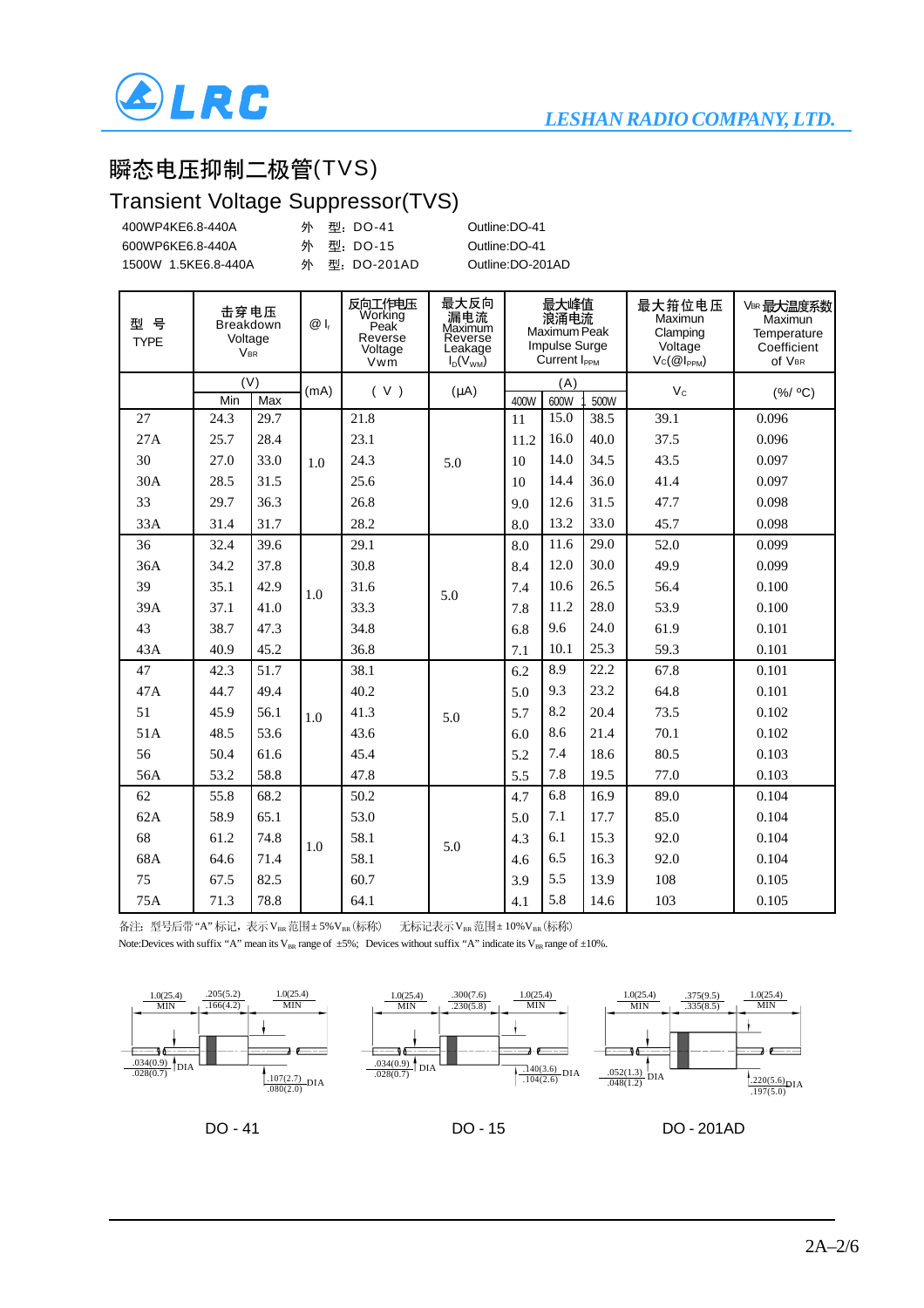# 瞬态电压抑制二极管(TVS)

## Transient Voltage Suppressor(TVS)

| | | |
|---|---|---|
| 400WP4KE6.8-440A | 外　型：DO-41 | Outline:DO-41 |
| 600WP6KE6.8-440A | 外　型：DO-15 | Outline:DO-41 |
| 1500W 1.5KE6.8-440A | 外　型：DO-201AD | Outline:DO-201AD |

| 型 号 TYPE | 击穿电压 Breakdown Voltage $V_{BR}$ | | @ $I_r$ | 反向工作电压 Working Peak Reverse Voltage Vwm | 最大反向漏电流 Maximum Reverse Leakage $I_D(V_{WM})$ | 最大峰值浪涌电流 Maximum Peak Impulse Surge Current $I_{PPM}$ | | | 最大箝位电压 Maximun Clamping Voltage $V_C(@I_{PPM})$ | $V_{BR}$ 最大温度系数 Maximun Temperature Coefficient of $V_{BR}$ |
|---|---|---|---|---|---|---|---|---|---|---|
| | (V) | | (mA) | ( V ) | (μA) | (A) | | | $V_C$ | (%/ °C) |
| | Min | Max | | | | 400W | 600W | 500W | | |
| 27 | 24.3 | 29.7 | 1.0 | 21.8 | 5.0 | 11 | 15.0 | 38.5 | 39.1 | 0.096 |
| 27A | 25.7 | 28.4 | | 23.1 | | 11.2 | 16.0 | 40.0 | 37.5 | 0.096 |
| 30 | 27.0 | 33.0 | | 24.3 | | 10 | 14.0 | 34.5 | 43.5 | 0.097 |
| 30A | 28.5 | 31.5 | | 25.6 | | 10 | 14.4 | 36.0 | 41.4 | 0.097 |
| 33 | 29.7 | 36.3 | | 26.8 | | 9.0 | 12.6 | 31.5 | 47.7 | 0.098 |
| 33A | 31.4 | 31.7 | | 28.2 | | 8.0 | 13.2 | 33.0 | 45.7 | 0.098 |
| 36 | 32.4 | 39.6 | 1.0 | 29.1 | 5.0 | 8.0 | 11.6 | 29.0 | 52.0 | 0.099 |
| 36A | 34.2 | 37.8 | | 30.8 | | 8.4 | 12.0 | 30.0 | 49.9 | 0.099 |
| 39 | 35.1 | 42.9 | | 31.6 | | 7.4 | 10.6 | 26.5 | 56.4 | 0.100 |
| 39A | 37.1 | 41.0 | | 33.3 | | 7.8 | 11.2 | 28.0 | 53.9 | 0.100 |
| 43 | 38.7 | 47.3 | | 34.8 | | 6.8 | 9.6 | 24.0 | 61.9 | 0.101 |
| 43A | 40.9 | 45.2 | | 36.8 | | 7.1 | 10.1 | 25.3 | 59.3 | 0.101 |
| 47 | 42.3 | 51.7 | 1.0 | 38.1 | 5.0 | 6.2 | 8.9 | 22.2 | 67.8 | 0.101 |
| 47A | 44.7 | 49.4 | | 40.2 | | 5.0 | 9.3 | 23.2 | 64.8 | 0.101 |
| 51 | 45.9 | 56.1 | | 41.3 | | 5.7 | 8.2 | 20.4 | 73.5 | 0.102 |
| 51A | 48.5 | 53.6 | | 43.6 | | 6.0 | 8.6 | 21.4 | 70.1 | 0.102 |
| 56 | 50.4 | 61.6 | | 45.4 | | 5.2 | 7.4 | 18.6 | 80.5 | 0.103 |
| 56A | 53.2 | 58.8 | | 47.8 | | 5.5 | 7.8 | 19.5 | 77.0 | 0.103 |
| 62 | 55.8 | 68.2 | 1.0 | 50.2 | 5.0 | 4.7 | 6.8 | 16.9 | 89.0 | 0.104 |
| 62A | 58.9 | 65.1 | | 53.0 | | 5.0 | 7.1 | 17.7 | 85.0 | 0.104 |
| 68 | 61.2 | 74.8 | | 58.1 | | 4.3 | 6.1 | 15.3 | 92.0 | 0.104 |
| 68A | 64.6 | 71.4 | | 58.1 | | 4.6 | 6.5 | 16.3 | 92.0 | 0.104 |
| 75 | 67.5 | 82.5 | | 60.7 | | 3.9 | 5.5 | 13.9 | 108 | 0.105 |
| 75A | 71.3 | 78.8 | | 64.1 | | 4.1 | 5.8 | 14.6 | 103 | 0.105 |

备注：型号后带“A”标记，表示 $V_{BR}$ 范围± 5% $V_{BR}$ (标称)　无标记表示 $V_{BR}$ 范围± 10% $V_{BR}$ (标称)

Note:Devices with suffix “A” mean its $V_{BR}$ range of ±5%; Devices without suffix “A” indicate its $V_{BR}$ range of ±10%.

DO-41: 1.0(25.4) MIN; .205(5.2) / .166(4.2); 1.0(25.4) MIN; .034(0.9) / .028(0.7) DIA; .107(2.7) / .080(2.0) DIA

DO-15: 1.0(25.4) MIN; .300(7.6) / .230(5.8); 1.0(25.4) MIN; .034(0.9) / .028(0.7) DIA; .140(3.6) / .104(2.6) DIA

DO-201AD: 1.0(25.4) MIN; .375(9.5) / .335(8.5); 1.0(25.4) MIN; .052(1.3) / .048(1.2) DIA; .220(5.6) / .197(5.0) DIA

DO - 41　　DO - 15　　DO - 201AD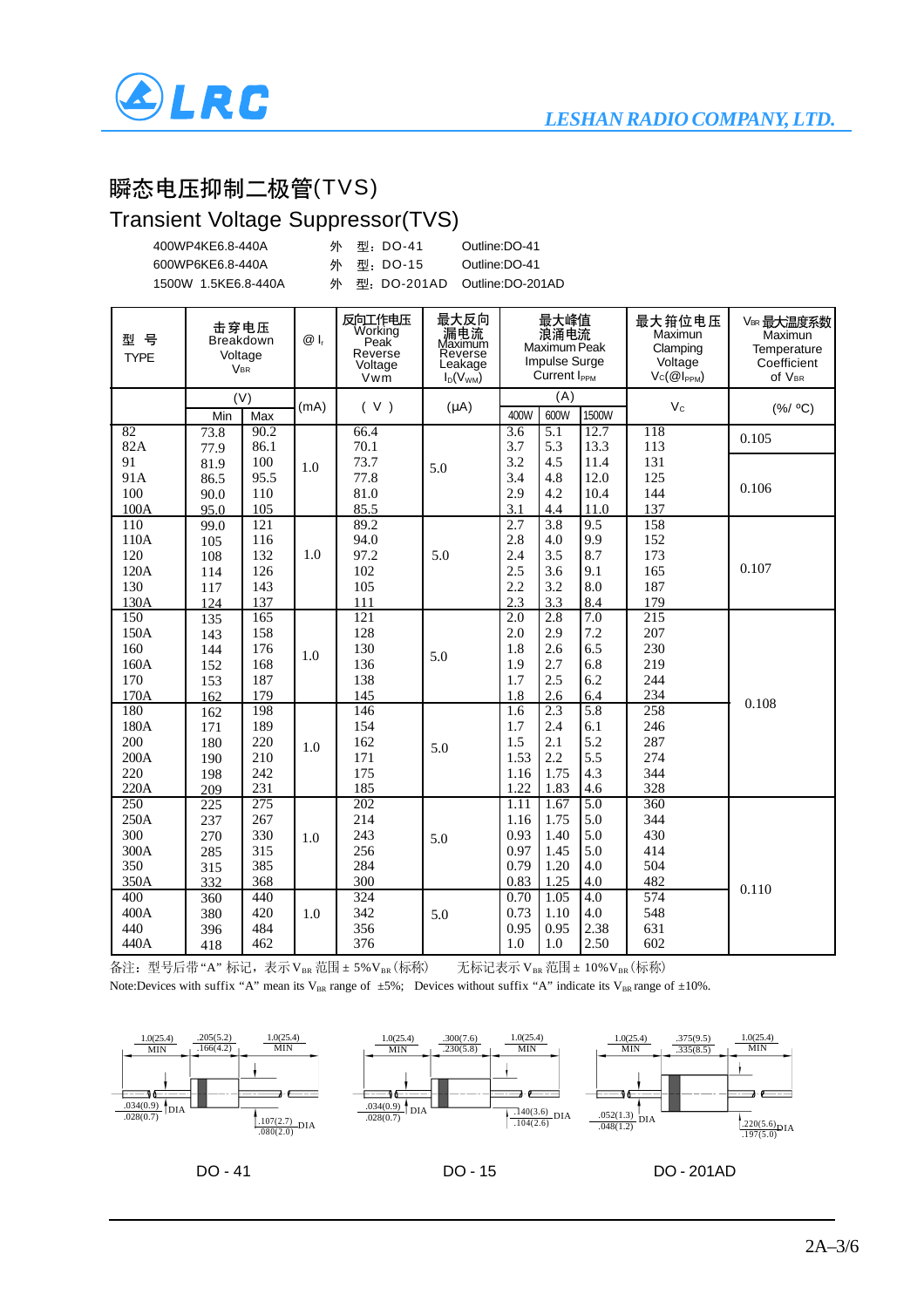# 瞬态电压抑制二极管(TVS)

## Transient Voltage Suppressor(TVS)

| | | | |
|---|---|---|---|
| 400WP4KE6.8-440A | 外 型：DO-41 | Outline:DO-41 |
| 600WP6KE6.8-440A | 外 型：DO-15 | Outline:DO-15 |
| 1500W 1.5KE6.8-440A | 外 型：DO-201AD | Outline:DO-201AD |

| 型 号 TYPE | 击穿电压 Breakdown Voltage $V_{BR}$ | | @ $I_r$ | 反向工作电压 Working Peak Reverse Voltage Vwm | 最大反向漏电流 Maximum Reverse Leakage $I_D(V_{WM})$ | 最大峰值浪涌电流 Maximum Peak Impulse Surge Current $I_{PPM}$ | | | 最大箝位电压 Maximun Clamping Voltage $V_C(@I_{PPM})$ | $V_{BR}$ 最大温度系数 Maximun Temperature Coefficient of $V_{BR}$ |
|---|---|---|---|---|---|---|---|---|---|---|
| | (V) | | (mA) | ( V ) | (μA) | (A) | | | $V_C$ | (%/ ºC) |
| | Min | Max | | | | 400W | 600W | 1500W | | |
| 82 | 73.8 | 90.2 | 1.0 | 66.4 | 5.0 | 3.6 | 5.1 | 12.7 | 118 | 0.105 |
| 82A | 77.9 | 86.1 | | 70.1 | | 3.7 | 5.3 | 13.3 | 113 | |
| 91 | 81.9 | 100 | | 73.7 | | 3.2 | 4.5 | 11.4 | 131 | 0.106 |
| 91A | 86.5 | 95.5 | | 77.8 | | 3.4 | 4.8 | 12.0 | 125 | |
| 100 | 90.0 | 110 | | 81.0 | | 2.9 | 4.2 | 10.4 | 144 | |
| 100A | 95.0 | 105 | | 85.5 | | 3.1 | 4.4 | 11.0 | 137 | |
| 110 | 99.0 | 121 | 1.0 | 89.2 | 5.0 | 2.7 | 3.8 | 9.5 | 158 | 0.107 |
| 110A | 105 | 116 | | 94.0 | | 2.8 | 4.0 | 9.9 | 152 | |
| 120 | 108 | 132 | | 97.2 | | 2.4 | 3.5 | 8.7 | 173 | |
| 120A | 114 | 126 | | 102 | | 2.5 | 3.6 | 9.1 | 165 | |
| 130 | 117 | 143 | | 105 | | 2.2 | 3.2 | 8.0 | 187 | |
| 130A | 124 | 137 | | 111 | | 2.3 | 3.3 | 8.4 | 179 | |
| 150 | 135 | 165 | 1.0 | 121 | 5.0 | 2.0 | 2.8 | 7.0 | 215 | 0.108 |
| 150A | 143 | 158 | | 128 | | 2.0 | 2.9 | 7.2 | 207 | |
| 160 | 144 | 176 | | 130 | | 1.8 | 2.6 | 6.5 | 230 | |
| 160A | 152 | 168 | | 136 | | 1.9 | 2.7 | 6.8 | 219 | |
| 170 | 153 | 187 | | 138 | | 1.7 | 2.5 | 6.2 | 244 | |
| 170A | 162 | 179 | | 145 | | 1.8 | 2.6 | 6.4 | 234 | |
| 180 | 162 | 198 | 1.0 | 146 | 5.0 | 1.6 | 2.3 | 5.8 | 258 | |
| 180A | 171 | 189 | | 154 | | 1.7 | 2.4 | 6.1 | 246 | |
| 200 | 180 | 220 | | 162 | | 1.5 | 2.1 | 5.2 | 287 | |
| 200A | 190 | 210 | | 171 | | 1.53 | 2.2 | 5.5 | 274 | |
| 220 | 198 | 242 | | 175 | | 1.16 | 1.75 | 4.3 | 344 | |
| 220A | 209 | 231 | | 185 | | 1.22 | 1.83 | 4.6 | 328 | |
| 250 | 225 | 275 | 1.0 | 202 | 5.0 | 1.11 | 1.67 | 5.0 | 360 | 0.110 |
| 250A | 237 | 267 | | 214 | | 1.16 | 1.75 | 5.0 | 344 | |
| 300 | 270 | 330 | | 243 | | 0.93 | 1.40 | 5.0 | 430 | |
| 300A | 285 | 315 | | 256 | | 0.97 | 1.45 | 5.0 | 414 | |
| 350 | 315 | 385 | | 284 | | 0.79 | 1.20 | 4.0 | 504 | |
| 350A | 332 | 368 | | 300 | | 0.83 | 1.25 | 4.0 | 482 | |
| 400 | 360 | 440 | 1.0 | 324 | 5.0 | 0.70 | 1.05 | 4.0 | 574 | |
| 400A | 380 | 420 | | 342 | | 0.73 | 1.10 | 4.0 | 548 | |
| 440 | 396 | 484 | | 356 | | 0.95 | 0.95 | 2.38 | 631 | |
| 440A | 418 | 462 | | 376 | | 1.0 | 1.0 | 2.50 | 602 | |

备注：型号后带“A” 标记，表示 $V_{BR}$ 范围 ± 5%$V_{BR}$ (标称)　　无标记表示 $V_{BR}$ 范围 ± 10%$V_{BR}$ (标称)

Note:Devices with suffix “A” mean its $V_{BR}$ range of ±5%; Devices without suffix “A” indicate its $V_{BR}$ range of ±10%.

DO-41: 1.0(25.4) MIN; .205(5.2) / .166(4.2); 1.0(25.4) MIN; .034(0.9) / .028(0.7) DIA; .107(2.7) / .080(2.0) DIA

DO-15: 1.0(25.4) MIN; .300(7.6) / .230(5.8); 1.0(25.4) MIN; .034(0.9) / .028(0.7) DIA; .140(3.6) / .104(2.6) DIA

DO-201AD: 1.0(25.4) MIN; .375(9.5) / .335(8.5); 1.0(25.4) MIN; .052(1.3) / .048(1.2) DIA; .220(5.6) / .197(5.0) DIA

DO - 41　　DO - 15　　DO - 201AD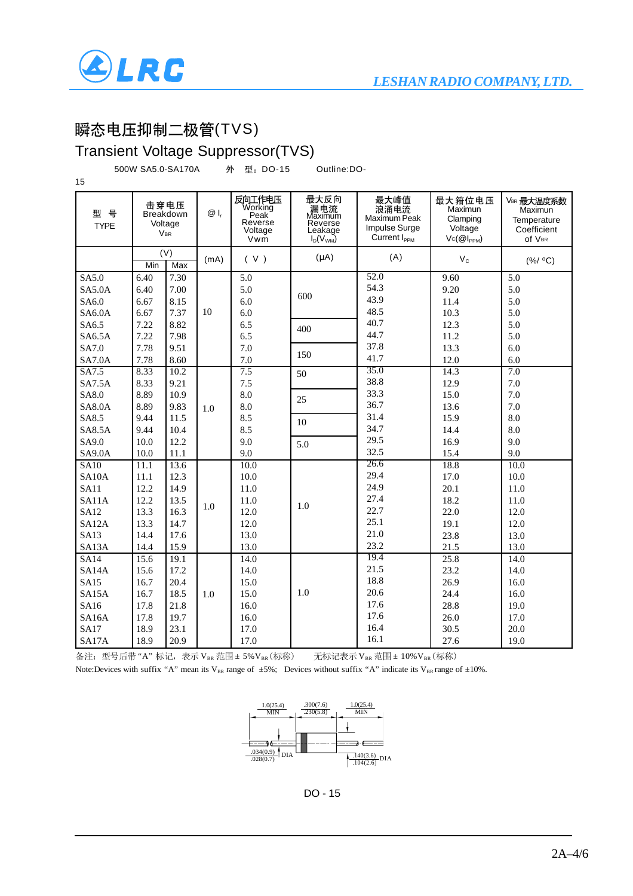# 瞬态电压抑制二极管(TVS)

## Transient Voltage Suppressor(TVS)

500W SA5.0-SA170A　　外　型：DO-15　　Outline:DO-15

| 型 号 TYPE | 击穿电压 Breakdown Voltage $V_{BR}$ | | @ $I_r$ | 反向工作电压 Working Peak Reverse Voltage Vwm | 最大反向漏电流 Maximum Reverse Leakage $I_D(V_{WM})$ | 最大峰值浪涌电流 Maximum Peak Impulse Surge Current $I_{PPM}$ | 最大箝位电压 Maximun Clamping Voltage $V_C(@I_{PPM})$ | $V_{BR}$ 最大温度系数 Maximun Temperature Coefficient of $V_{BR}$ |
|---|---|---|---|---|---|---|---|---|
| | (V) Min | Max | (mA) | ( V ) | (μA) | (A) | $V_C$ | (%/ °C) |
| SA5.0 | 6.40 | 7.30 | 10 | 5.0 | 600 | 52.0 | 9.60 | 5.0 |
| SA5.0A | 6.40 | 7.00 | | 5.0 | | 54.3 | 9.20 | 5.0 |
| SA6.0 | 6.67 | 8.15 | | 6.0 | | 43.9 | 11.4 | 5.0 |
| SA6.0A | 6.67 | 7.37 | | 6.0 | | 48.5 | 10.3 | 5.0 |
| SA6.5 | 7.22 | 8.82 | | 6.5 | 400 | 40.7 | 12.3 | 5.0 |
| SA6.5A | 7.22 | 7.98 | | 6.5 | | 44.7 | 11.2 | 5.0 |
| SA7.0 | 7.78 | 9.51 | | 7.0 | 150 | 37.8 | 13.3 | 6.0 |
| SA7.0A | 7.78 | 8.60 | | 7.0 | | 41.7 | 12.0 | 6.0 |
| SA7.5 | 8.33 | 10.2 | 1.0 | 7.5 | 50 | 35.0 | 14.3 | 7.0 |
| SA7.5A | 8.33 | 9.21 | | 7.5 | | 38.8 | 12.9 | 7.0 |
| SA8.0 | 8.89 | 10.9 | | 8.0 | 25 | 33.3 | 15.0 | 7.0 |
| SA8.0A | 8.89 | 9.83 | | 8.0 | | 36.7 | 13.6 | 7.0 |
| SA8.5 | 9.44 | 11.5 | | 8.5 | 10 | 31.4 | 15.9 | 8.0 |
| SA8.5A | 9.44 | 10.4 | | 8.5 | | 34.7 | 14.4 | 8.0 |
| SA9.0 | 10.0 | 12.2 | | 9.0 | 5.0 | 29.5 | 16.9 | 9.0 |
| SA9.0A | 10.0 | 11.1 | | 9.0 | | 32.5 | 15.4 | 9.0 |
| SA10 | 11.1 | 13.6 | 1.0 | 10.0 | 1.0 | 26.6 | 18.8 | 10.0 |
| SA10A | 11.1 | 12.3 | | 10.0 | | 29.4 | 17.0 | 10.0 |
| SA11 | 12.2 | 14.9 | | 11.0 | | 24.9 | 20.1 | 11.0 |
| SA11A | 12.2 | 13.5 | | 11.0 | | 27.4 | 18.2 | 11.0 |
| SA12 | 13.3 | 16.3 | | 12.0 | | 22.7 | 22.0 | 12.0 |
| SA12A | 13.3 | 14.7 | | 12.0 | | 25.1 | 19.1 | 12.0 |
| SA13 | 14.4 | 17.6 | | 13.0 | | 21.0 | 23.8 | 13.0 |
| SA13A | 14.4 | 15.9 | | 13.0 | | 23.2 | 21.5 | 13.0 |
| SA14 | 15.6 | 19.1 | 1.0 | 14.0 | 1.0 | 19.4 | 25.8 | 14.0 |
| SA14A | 15.6 | 17.2 | | 14.0 | | 21.5 | 23.2 | 14.0 |
| SA15 | 16.7 | 20.4 | | 15.0 | | 18.8 | 26.9 | 16.0 |
| SA15A | 16.7 | 18.5 | | 15.0 | | 20.6 | 24.4 | 16.0 |
| SA16 | 17.8 | 21.8 | | 16.0 | | 17.6 | 28.8 | 19.0 |
| SA16A | 17.8 | 19.7 | | 16.0 | | 17.6 | 26.0 | 17.0 |
| SA17 | 18.9 | 23.1 | | 17.0 | | 16.4 | 30.5 | 20.0 |
| SA17A | 18.9 | 20.9 | | 17.0 | | 16.1 | 27.6 | 19.0 |

备注：型号后带“A”标记，表示 $V_{BR}$ 范围± 5%$V_{BR}$(标称)　无标记表示 $V_{BR}$ 范围± 10%$V_{BR}$(标称)

Note:Devices with suffix “A” mean its $V_{BR}$ range of ±5%; Devices without suffix “A” indicate its $V_{BR}$ range of ±10%.

1.0(25.4) MIN　.300(7.6) .230(5.8)　1.0(25.4) MIN

.034(0.9) .028(0.7) DIA　.140(3.6) .104(2.6) DIA

DO - 15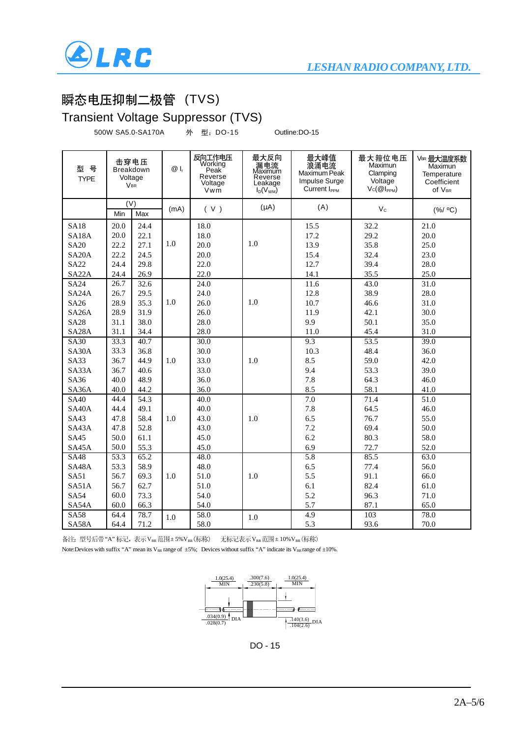# 瞬态电压抑制二极管（TVS）

## Transient Voltage Suppressor (TVS)

500W SA5.0-SA170A　　外　型：DO-15　　　　Outline:DO-15

| 型　号 TYPE | 击穿电压 Breakdown Voltage $V_{BR}$ | | @ $I_r$ | 反向工作电压 Working Peak Reverse Voltage Vwm | 最大反向漏电流 Maximum Reverse Leakage $I_D(V_{WM})$ | 最大峰值浪涌电流 Maximum Peak Impulse Surge Current $I_{PPM}$ | 最大箝位电压 Maximum Clamping Voltage $V_C(@I_{PPM})$ | $V_{BR}$ 最大温度系数 Maximum Temperature Coefficient of $V_{BR}$ |
|---|---|---|---|---|---|---|---|---|
| | (V) | | (mA) | ( V ) | (μA) | (A) | $V_C$ | (%/ °C) |
| | Min | Max | | | | | | |
| SA18 | 20.0 | 24.4 | 1.0 | 18.0 | 1.0 | 15.5 | 32.2 | 21.0 |
| SA18A | 20.0 | 22.1 | | 18.0 | | 17.2 | 29.2 | 20.0 |
| SA20 | 22.2 | 27.1 | | 20.0 | | 13.9 | 35.8 | 25.0 |
| SA20A | 22.2 | 24.5 | | 20.0 | | 15.4 | 32.4 | 23.0 |
| SA22 | 24.4 | 29.8 | | 22.0 | | 12.7 | 39.4 | 28.0 |
| SA22A | 24.4 | 26.9 | | 22.0 | | 14.1 | 35.5 | 25.0 |
| SA24 | 26.7 | 32.6 | 1.0 | 24.0 | 1.0 | 11.6 | 43.0 | 31.0 |
| SA24A | 26.7 | 29.5 | | 24.0 | | 12.8 | 38.9 | 28.0 |
| SA26 | 28.9 | 35.3 | | 26.0 | | 10.7 | 46.6 | 31.0 |
| SA26A | 28.9 | 31.9 | | 26.0 | | 11.9 | 42.1 | 30.0 |
| SA28 | 31.1 | 38.0 | | 28.0 | | 9.9 | 50.1 | 35.0 |
| SA28A | 31.1 | 34.4 | | 28.0 | | 11.0 | 45.4 | 31.0 |
| SA30 | 33.3 | 40.7 | 1.0 | 30.0 | 1.0 | 9.3 | 53.5 | 39.0 |
| SA30A | 33.3 | 36.8 | | 30.0 | | 10.3 | 48.4 | 36.0 |
| SA33 | 36.7 | 44.9 | | 33.0 | | 8.5 | 59.0 | 42.0 |
| SA33A | 36.7 | 40.6 | | 33.0 | | 9.4 | 53.3 | 39.0 |
| SA36 | 40.0 | 48.9 | | 36.0 | | 7.8 | 64.3 | 46.0 |
| SA36A | 40.0 | 44.2 | | 36.0 | | 8.5 | 58.1 | 41.0 |
| SA40 | 44.4 | 54.3 | 1.0 | 40.0 | 1.0 | 7.0 | 71.4 | 51.0 |
| SA40A | 44.4 | 49.1 | | 40.0 | | 7.8 | 64.5 | 46.0 |
| SA43 | 47.8 | 58.4 | | 43.0 | | 6.5 | 76.7 | 55.0 |
| SA43A | 47.8 | 52.8 | | 43.0 | | 7.2 | 69.4 | 50.0 |
| SA45 | 50.0 | 61.1 | | 45.0 | | 6.2 | 80.3 | 58.0 |
| SA45A | 50.0 | 55.3 | | 45.0 | | 6.9 | 72.7 | 52.0 |
| SA48 | 53.3 | 65.2 | 1.0 | 48.0 | 1.0 | 5.8 | 85.5 | 63.0 |
| SA48A | 53.3 | 58.9 | | 48.0 | | 6.5 | 77.4 | 56.0 |
| SA51 | 56.7 | 69.3 | | 51.0 | | 5.5 | 91.1 | 66.0 |
| SA51A | 56.7 | 62.7 | | 51.0 | | 6.1 | 82.4 | 61.0 |
| SA54 | 60.0 | 73.3 | | 54.0 | | 5.2 | 96.3 | 71.0 |
| SA54A | 60.0 | 66.3 | | 54.0 | | 5.7 | 87.1 | 65.0 |
| SA58 | 64.4 | 78.7 | 1.0 | 58.0 | 1.0 | 4.9 | 103 | 78.0 |
| SA58A | 64.4 | 71.2 | | 58.0 | | 5.3 | 93.6 | 70.0 |

备注：型号后带“A”标记，表示 $V_{BR}$ 范围± 5%$V_{BR}$（标称）　无标记表示 $V_{BR}$ 范围± 10%$V_{BR}$（标称）

Note:Devices with suffix “A” mean its $V_{BR}$ range of ±5%; Devices without suffix “A” indicate its $V_{BR}$ range of ±10%.

1.0(25.4) MIN　　.300(7.6) .230(5.8)　　1.0(25.4) MIN

.034(0.9) .028(0.7) DIA　　.140(3.6) .104(2.6) DIA

DO - 15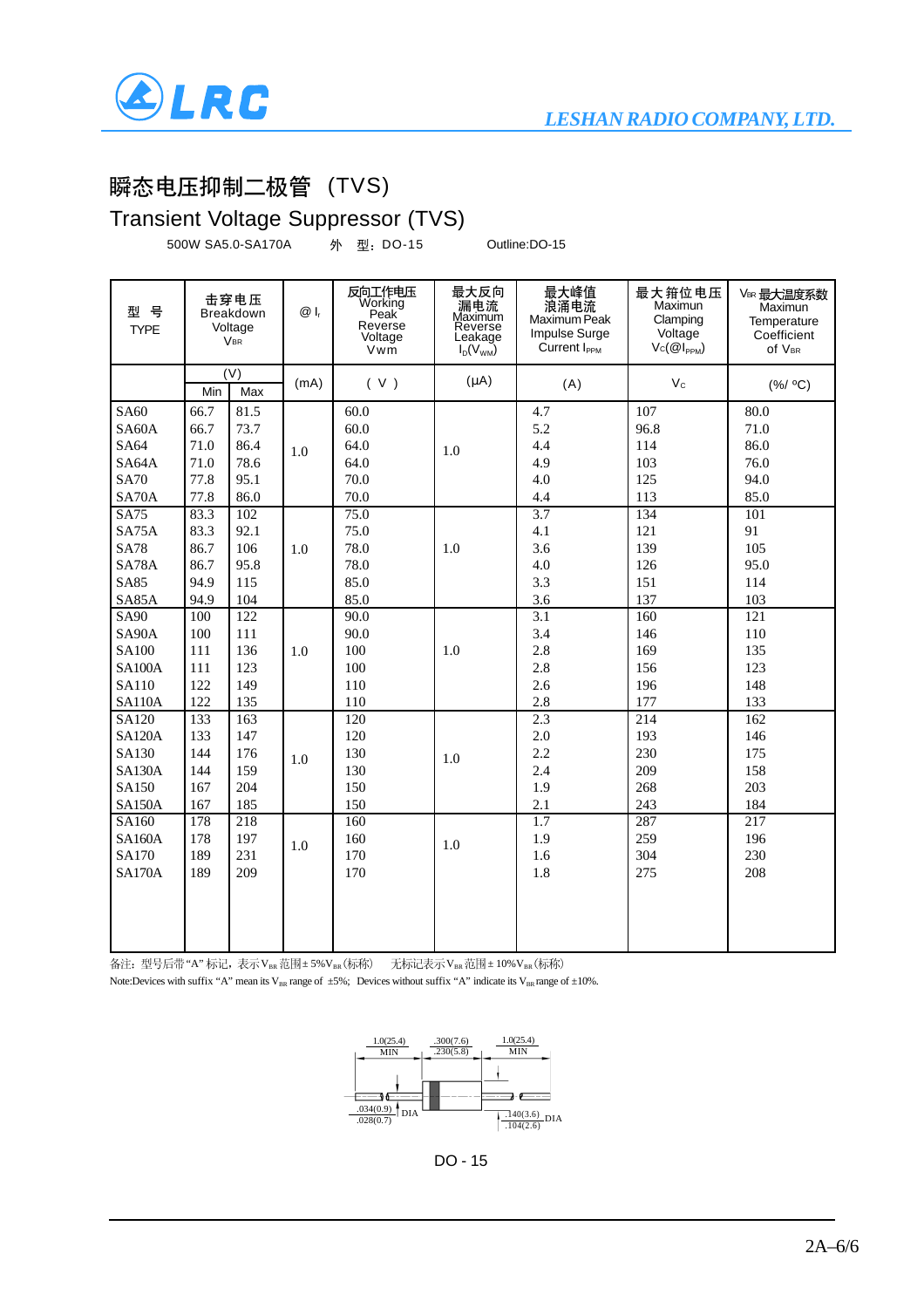# 瞬态电压抑制二极管（TVS）

## Transient Voltage Suppressor (TVS)

500W SA5.0-SA170A　　外　型：DO-15　　Outline:DO-15

| 型 号 TYPE | 击穿电压 Breakdown Voltage $V_{BR}$ | | @ $I_r$ | 反向工作电压 Working Peak Reverse Voltage Vwm | 最大反向漏电流 Maximum Reverse Leakage $I_D(V_{WM})$ | 最大峰值浪涌电流 Maximum Peak Impulse Surge Current $I_{PPM}$ | 最大箝位电压 Maximum Clamping Voltage $V_C(@I_{PPM})$ | $V_{BR}$ 最大温度系数 Maximum Temperature Coefficient of $V_{BR}$ |
|---|---|---|---|---|---|---|---|---|
| | (V) Min | Max | (mA) | ( V ) | (μA) | (A) | $V_C$ | (%/ ºC) |
| SA60 | 66.7 | 81.5 | 1.0 | 60.0 | 1.0 | 4.7 | 107 | 80.0 |
| SA60A | 66.7 | 73.7 | | 60.0 | | 5.2 | 96.8 | 71.0 |
| SA64 | 71.0 | 86.4 | | 64.0 | | 4.4 | 114 | 86.0 |
| SA64A | 71.0 | 78.6 | | 64.0 | | 4.9 | 103 | 76.0 |
| SA70 | 77.8 | 95.1 | | 70.0 | | 4.0 | 125 | 94.0 |
| SA70A | 77.8 | 86.0 | | 70.0 | | 4.4 | 113 | 85.0 |
| SA75 | 83.3 | 102 | 1.0 | 75.0 | 1.0 | 3.7 | 134 | 101 |
| SA75A | 83.3 | 92.1 | | 75.0 | | 4.1 | 121 | 91 |
| SA78 | 86.7 | 106 | | 78.0 | | 3.6 | 139 | 105 |
| SA78A | 86.7 | 95.8 | | 78.0 | | 4.0 | 126 | 95.0 |
| SA85 | 94.9 | 115 | | 85.0 | | 3.3 | 151 | 114 |
| SA85A | 94.9 | 104 | | 85.0 | | 3.6 | 137 | 103 |
| SA90 | 100 | 122 | 1.0 | 90.0 | 1.0 | 3.1 | 160 | 121 |
| SA90A | 100 | 111 | | 90.0 | | 3.4 | 146 | 110 |
| SA100 | 111 | 136 | | 100 | | 2.8 | 169 | 135 |
| SA100A | 111 | 123 | | 100 | | 2.8 | 156 | 123 |
| SA110 | 122 | 149 | | 110 | | 2.6 | 196 | 148 |
| SA110A | 122 | 135 | | 110 | | 2.8 | 177 | 133 |
| SA120 | 133 | 163 | 1.0 | 120 | 1.0 | 2.3 | 214 | 162 |
| SA120A | 133 | 147 | | 120 | | 2.0 | 193 | 146 |
| SA130 | 144 | 176 | | 130 | | 2.2 | 230 | 175 |
| SA130A | 144 | 159 | | 130 | | 2.4 | 209 | 158 |
| SA150 | 167 | 204 | | 150 | | 1.9 | 268 | 203 |
| SA150A | 167 | 185 | | 150 | | 2.1 | 243 | 184 |
| SA160 | 178 | 218 | 1.0 | 160 | 1.0 | 1.7 | 287 | 217 |
| SA160A | 178 | 197 | | 160 | | 1.9 | 259 | 196 |
| SA170 | 189 | 231 | | 170 | | 1.6 | 304 | 230 |
| SA170A | 189 | 209 | | 170 | | 1.8 | 275 | 208 |

备注：型号后带“A”标记，表示$V_{BR}$范围±5%$V_{BR}$(标称)　无标记表示$V_{BR}$范围±10%$V_{BR}$(标称)

Note:Devices with suffix “A” mean its $V_{BR}$ range of ±5%; Devices without suffix “A” indicate its $V_{BR}$ range of ±10%.

1.0(25.4) MIN
.300(7.6)
.230(5.8)
1.0(25.4) MIN
.034(0.9)
.028(0.7) DIA
.140(3.6)
.104(2.6) DIA

DO - 15